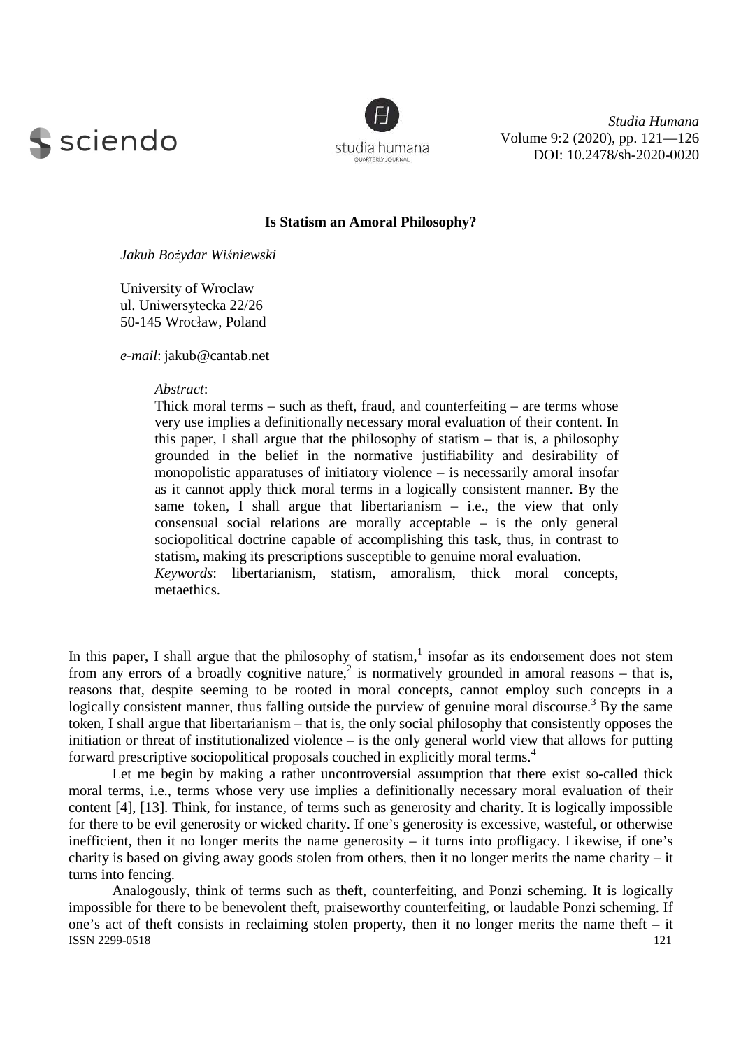# Is Statism an Amoral Philosophy?

*Jakub Bożydar Wiśniewski*

University of Wroclaw
ul. Uniwersytecka 22/26
50-145 Wrocław, Poland

*e-mail*: jakub@cantab.net

*Abstract*:
Thick moral terms – such as theft, fraud, and counterfeiting – are terms whose very use implies a definitionally necessary moral evaluation of their content. In this paper, I shall argue that the philosophy of statism – that is, a philosophy grounded in the belief in the normative justifiability and desirability of monopolistic apparatuses of initiatory violence – is necessarily amoral insofar as it cannot apply thick moral terms in a logically consistent manner. By the same token, I shall argue that libertarianism – i.e., the view that only consensual social relations are morally acceptable – is the only general sociopolitical doctrine capable of accomplishing this task, thus, in contrast to statism, making its prescriptions susceptible to genuine moral evaluation.
*Keywords*: libertarianism, statism, amoralism, thick moral concepts, metaethics.

In this paper, I shall argue that the philosophy of statism,[1] insofar as its endorsement does not stem from any errors of a broadly cognitive nature,[2] is normatively grounded in amoral reasons – that is, reasons that, despite seeming to be rooted in moral concepts, cannot employ such concepts in a logically consistent manner, thus falling outside the purview of genuine moral discourse.[3] By the same token, I shall argue that libertarianism – that is, the only social philosophy that consistently opposes the initiation or threat of institutionalized violence – is the only general world view that allows for putting forward prescriptive sociopolitical proposals couched in explicitly moral terms.[4]

Let me begin by making a rather uncontroversial assumption that there exist so-called thick moral terms, i.e., terms whose very use implies a definitionally necessary moral evaluation of their content [4], [13]. Think, for instance, of terms such as generosity and charity. It is logically impossible for there to be evil generosity or wicked charity. If one's generosity is excessive, wasteful, or otherwise inefficient, then it no longer merits the name generosity – it turns into profligacy. Likewise, if one's charity is based on giving away goods stolen from others, then it no longer merits the name charity – it turns into fencing.

Analogously, think of terms such as theft, counterfeiting, and Ponzi scheming. It is logically impossible for there to be benevolent theft, praiseworthy counterfeiting, or laudable Ponzi scheming. If one's act of theft consists in reclaiming stolen property, then it no longer merits the name theft – it

ISSN 2299-0518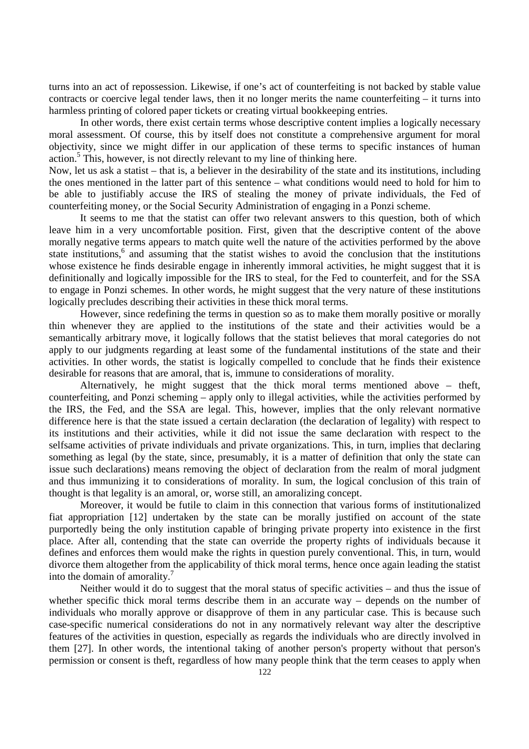turns into an act of repossession. Likewise, if one's act of counterfeiting is not backed by stable value contracts or coercive legal tender laws, then it no longer merits the name counterfeiting – it turns into harmless printing of colored paper tickets or creating virtual bookkeeping entries.

In other words, there exist certain terms whose descriptive content implies a logically necessary moral assessment. Of course, this by itself does not constitute a comprehensive argument for moral objectivity, since we might differ in our application of these terms to specific instances of human action.[5] This, however, is not directly relevant to my line of thinking here.

Now, let us ask a statist – that is, a believer in the desirability of the state and its institutions, including the ones mentioned in the latter part of this sentence – what conditions would need to hold for him to be able to justifiably accuse the IRS of stealing the money of private individuals, the Fed of counterfeiting money, or the Social Security Administration of engaging in a Ponzi scheme.

It seems to me that the statist can offer two relevant answers to this question, both of which leave him in a very uncomfortable position. First, given that the descriptive content of the above morally negative terms appears to match quite well the nature of the activities performed by the above state institutions,[6] and assuming that the statist wishes to avoid the conclusion that the institutions whose existence he finds desirable engage in inherently immoral activities, he might suggest that it is definitionally and logically impossible for the IRS to steal, for the Fed to counterfeit, and for the SSA to engage in Ponzi schemes. In other words, he might suggest that the very nature of these institutions logically precludes describing their activities in these thick moral terms.

However, since redefining the terms in question so as to make them morally positive or morally thin whenever they are applied to the institutions of the state and their activities would be a semantically arbitrary move, it logically follows that the statist believes that moral categories do not apply to our judgments regarding at least some of the fundamental institutions of the state and their activities. In other words, the statist is logically compelled to conclude that he finds their existence desirable for reasons that are amoral, that is, immune to considerations of morality.

Alternatively, he might suggest that the thick moral terms mentioned above – theft, counterfeiting, and Ponzi scheming – apply only to illegal activities, while the activities performed by the IRS, the Fed, and the SSA are legal. This, however, implies that the only relevant normative difference here is that the state issued a certain declaration (the declaration of legality) with respect to its institutions and their activities, while it did not issue the same declaration with respect to the selfsame activities of private individuals and private organizations. This, in turn, implies that declaring something as legal (by the state, since, presumably, it is a matter of definition that only the state can issue such declarations) means removing the object of declaration from the realm of moral judgment and thus immunizing it to considerations of morality. In sum, the logical conclusion of this train of thought is that legality is an amoral, or, worse still, an amoralizing concept.

Moreover, it would be futile to claim in this connection that various forms of institutionalized fiat appropriation [12] undertaken by the state can be morally justified on account of the state purportedly being the only institution capable of bringing private property into existence in the first place. After all, contending that the state can override the property rights of individuals because it defines and enforces them would make the rights in question purely conventional. This, in turn, would divorce them altogether from the applicability of thick moral terms, hence once again leading the statist into the domain of amorality.[7]

Neither would it do to suggest that the moral status of specific activities – and thus the issue of whether specific thick moral terms describe them in an accurate way – depends on the number of individuals who morally approve or disapprove of them in any particular case. This is because such case-specific numerical considerations do not in any normatively relevant way alter the descriptive features of the activities in question, especially as regards the individuals who are directly involved in them [27]. In other words, the intentional taking of another person's property without that person's permission or consent is theft, regardless of how many people think that the term ceases to apply when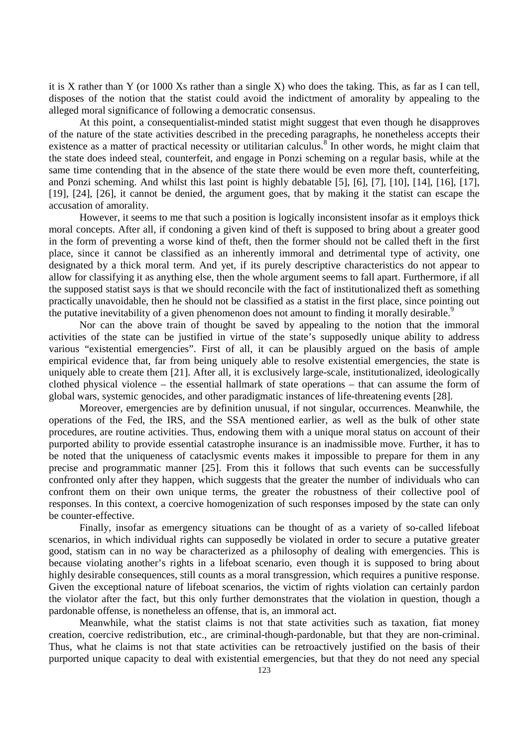it is X rather than Y (or 1000 Xs rather than a single X) who does the taking. This, as far as I can tell, disposes of the notion that the statist could avoid the indictment of amorality by appealing to the alleged moral significance of following a democratic consensus.

At this point, a consequentialist-minded statist might suggest that even though he disapproves of the nature of the state activities described in the preceding paragraphs, he nonetheless accepts their existence as a matter of practical necessity or utilitarian calculus.[8] In other words, he might claim that the state does indeed steal, counterfeit, and engage in Ponzi scheming on a regular basis, while at the same time contending that in the absence of the state there would be even more theft, counterfeiting, and Ponzi scheming. And whilst this last point is highly debatable [5], [6], [7], [10], [14], [16], [17], [19], [24], [26], it cannot be denied, the argument goes, that by making it the statist can escape the accusation of amorality.

However, it seems to me that such a position is logically inconsistent insofar as it employs thick moral concepts. After all, if condoning a given kind of theft is supposed to bring about a greater good in the form of preventing a worse kind of theft, then the former should not be called theft in the first place, since it cannot be classified as an inherently immoral and detrimental type of activity, one designated by a thick moral term. And yet, if its purely descriptive characteristics do not appear to allow for classifying it as anything else, then the whole argument seems to fall apart. Furthermore, if all the supposed statist says is that we should reconcile with the fact of institutionalized theft as something practically unavoidable, then he should not be classified as a statist in the first place, since pointing out the putative inevitability of a given phenomenon does not amount to finding it morally desirable.[9]

Nor can the above train of thought be saved by appealing to the notion that the immoral activities of the state can be justified in virtue of the state's supposedly unique ability to address various "existential emergencies". First of all, it can be plausibly argued on the basis of ample empirical evidence that, far from being uniquely able to resolve existential emergencies, the state is uniquely able to create them [21]. After all, it is exclusively large-scale, institutionalized, ideologically clothed physical violence – the essential hallmark of state operations – that can assume the form of global wars, systemic genocides, and other paradigmatic instances of life-threatening events [28].

Moreover, emergencies are by definition unusual, if not singular, occurrences. Meanwhile, the operations of the Fed, the IRS, and the SSA mentioned earlier, as well as the bulk of other state procedures, are routine activities. Thus, endowing them with a unique moral status on account of their purported ability to provide essential catastrophe insurance is an inadmissible move. Further, it has to be noted that the uniqueness of cataclysmic events makes it impossible to prepare for them in any precise and programmatic manner [25]. From this it follows that such events can be successfully confronted only after they happen, which suggests that the greater the number of individuals who can confront them on their own unique terms, the greater the robustness of their collective pool of responses. In this context, a coercive homogenization of such responses imposed by the state can only be counter-effective.

Finally, insofar as emergency situations can be thought of as a variety of so-called lifeboat scenarios, in which individual rights can supposedly be violated in order to secure a putative greater good, statism can in no way be characterized as a philosophy of dealing with emergencies. This is because violating another's rights in a lifeboat scenario, even though it is supposed to bring about highly desirable consequences, still counts as a moral transgression, which requires a punitive response. Given the exceptional nature of lifeboat scenarios, the victim of rights violation can certainly pardon the violator after the fact, but this only further demonstrates that the violation in question, though a pardonable offense, is nonetheless an offense, that is, an immoral act.

Meanwhile, what the statist claims is not that state activities such as taxation, fiat money creation, coercive redistribution, etc., are criminal-though-pardonable, but that they are non-criminal. Thus, what he claims is not that state activities can be retroactively justified on the basis of their purported unique capacity to deal with existential emergencies, but that they do not need any special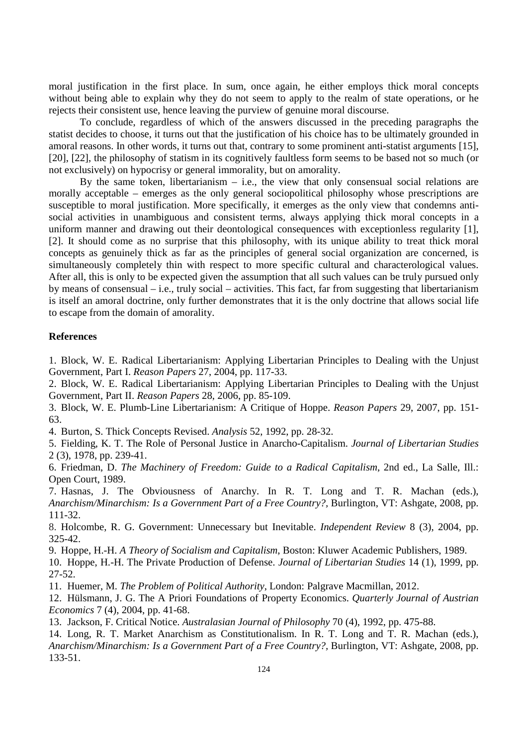moral justification in the first place. In sum, once again, he either employs thick moral concepts without being able to explain why they do not seem to apply to the realm of state operations, or he rejects their consistent use, hence leaving the purview of genuine moral discourse.

To conclude, regardless of which of the answers discussed in the preceding paragraphs the statist decides to choose, it turns out that the justification of his choice has to be ultimately grounded in amoral reasons. In other words, it turns out that, contrary to some prominent anti-statist arguments [15], [20], [22], the philosophy of statism in its cognitively faultless form seems to be based not so much (or not exclusively) on hypocrisy or general immorality, but on amorality.

By the same token, libertarianism – i.e., the view that only consensual social relations are morally acceptable – emerges as the only general sociopolitical philosophy whose prescriptions are susceptible to moral justification. More specifically, it emerges as the only view that condemns anti-social activities in unambiguous and consistent terms, always applying thick moral concepts in a uniform manner and drawing out their deontological consequences with exceptionless regularity [1], [2]. It should come as no surprise that this philosophy, with its unique ability to treat thick moral concepts as genuinely thick as far as the principles of general social organization are concerned, is simultaneously completely thin with respect to more specific cultural and characterological values. After all, this is only to be expected given the assumption that all such values can be truly pursued only by means of consensual – i.e., truly social – activities. This fact, far from suggesting that libertarianism is itself an amoral doctrine, only further demonstrates that it is the only doctrine that allows social life to escape from the domain of amorality.

**References**

1. Block, W. E. Radical Libertarianism: Applying Libertarian Principles to Dealing with the Unjust Government, Part I. *Reason Papers* 27, 2004, pp. 117-33.

2. Block, W. E. Radical Libertarianism: Applying Libertarian Principles to Dealing with the Unjust Government, Part II. *Reason Papers* 28, 2006, pp. 85-109.

3. Block, W. E. Plumb-Line Libertarianism: A Critique of Hoppe. *Reason Papers* 29, 2007, pp. 151-63.

4. Burton, S. Thick Concepts Revised. *Analysis* 52, 1992, pp. 28-32.

5. Fielding, K. T. The Role of Personal Justice in Anarcho-Capitalism. *Journal of Libertarian Studies* 2 (3), 1978, pp. 239-41.

6. Friedman, D. *The Machinery of Freedom: Guide to a Radical Capitalism*, 2nd ed., La Salle, Ill.: Open Court, 1989.

7. Hasnas, J. The Obviousness of Anarchy. In R. T. Long and T. R. Machan (eds.), *Anarchism/Minarchism: Is a Government Part of a Free Country?*, Burlington, VT: Ashgate, 2008, pp. 111-32.

8. Holcombe, R. G. Government: Unnecessary but Inevitable. *Independent Review* 8 (3), 2004, pp. 325-42.

9. Hoppe, H.-H. *A Theory of Socialism and Capitalism*, Boston: Kluwer Academic Publishers, 1989.

10. Hoppe, H.-H. The Private Production of Defense. *Journal of Libertarian Studies* 14 (1), 1999, pp. 27-52.

11. Huemer, M. *The Problem of Political Authority*, London: Palgrave Macmillan, 2012.

12. Hülsmann, J. G. The A Priori Foundations of Property Economics. *Quarterly Journal of Austrian Economics* 7 (4), 2004, pp. 41-68.

13. Jackson, F. Critical Notice. *Australasian Journal of Philosophy* 70 (4), 1992, pp. 475-88.

14. Long, R. T. Market Anarchism as Constitutionalism. In R. T. Long and T. R. Machan (eds.), *Anarchism/Minarchism: Is a Government Part of a Free Country?*, Burlington, VT: Ashgate, 2008, pp. 133-51.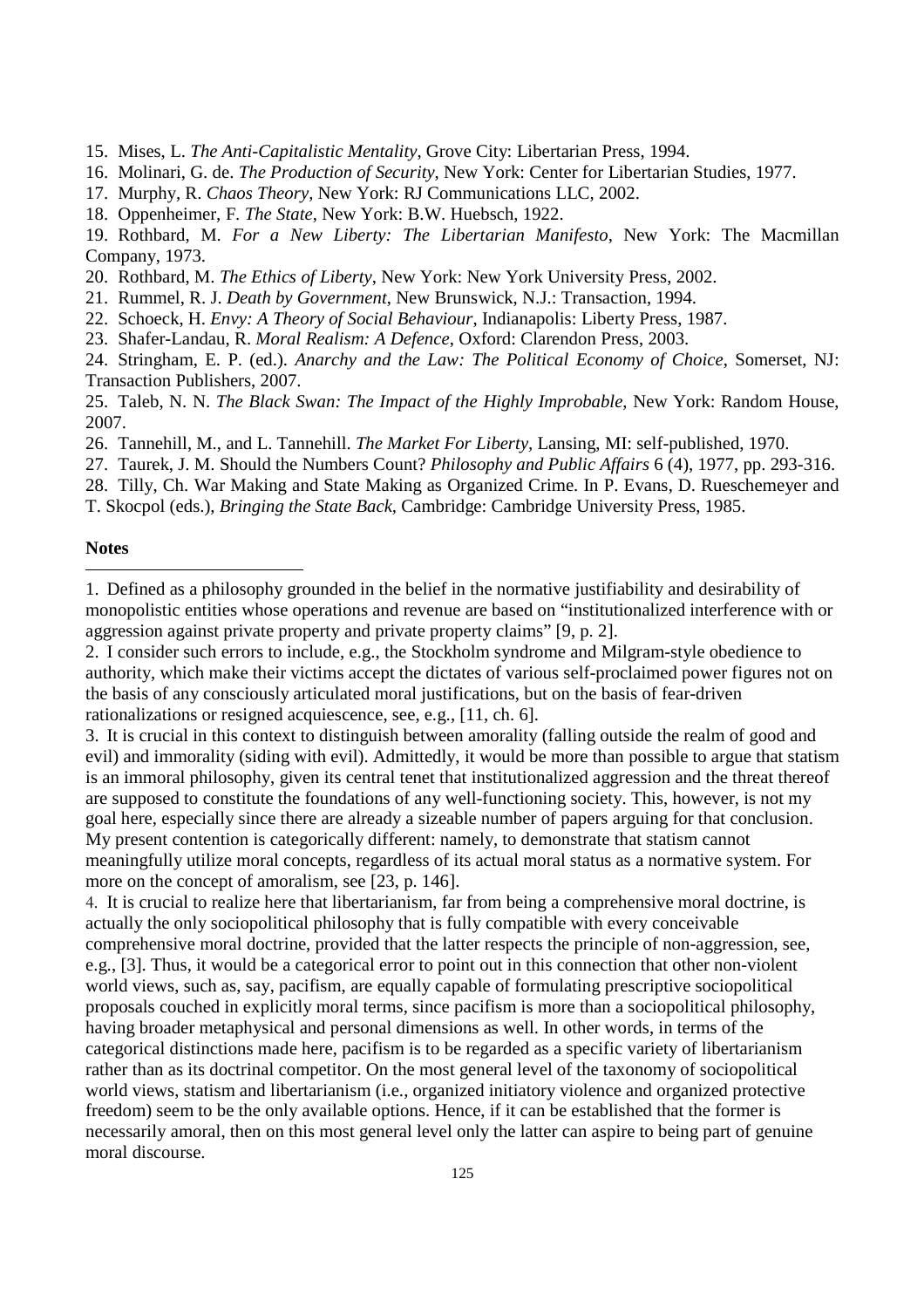15. Mises, L. *The Anti-Capitalistic Mentality*, Grove City: Libertarian Press, 1994.
16. Molinari, G. de. *The Production of Security*, New York: Center for Libertarian Studies, 1977.
17. Murphy, R. *Chaos Theory*, New York: RJ Communications LLC, 2002.
18. Oppenheimer, F. *The State*, New York: B.W. Huebsch, 1922.
19. Rothbard, M. *For a New Liberty: The Libertarian Manifesto*, New York: The Macmillan Company, 1973.
20. Rothbard, M. *The Ethics of Liberty*, New York: New York University Press, 2002.
21. Rummel, R. J. *Death by Government*, New Brunswick, N.J.: Transaction, 1994.
22. Schoeck, H. *Envy: A Theory of Social Behaviour*, Indianapolis: Liberty Press, 1987.
23. Shafer-Landau, R. *Moral Realism: A Defence*, Oxford: Clarendon Press, 2003.
24. Stringham, E. P. (ed.). *Anarchy and the Law: The Political Economy of Choice*, Somerset, NJ: Transaction Publishers, 2007.
25. Taleb, N. N. *The Black Swan: The Impact of the Highly Improbable*, New York: Random House, 2007.
26. Tannehill, M., and L. Tannehill. *The Market For Liberty*, Lansing, MI: self-published, 1970.
27. Taurek, J. M. Should the Numbers Count? *Philosophy and Public Affairs* 6 (4), 1977, pp. 293-316.
28. Tilly, Ch. War Making and State Making as Organized Crime. In P. Evans, D. Rueschemeyer and T. Skocpol (eds.), *Bringing the State Back*, Cambridge: Cambridge University Press, 1985.

**Notes**

1. Defined as a philosophy grounded in the belief in the normative justifiability and desirability of monopolistic entities whose operations and revenue are based on "institutionalized interference with or aggression against private property and private property claims" [9, p. 2].
2. I consider such errors to include, e.g., the Stockholm syndrome and Milgram-style obedience to authority, which make their victims accept the dictates of various self-proclaimed power figures not on the basis of any consciously articulated moral justifications, but on the basis of fear-driven rationalizations or resigned acquiescence, see, e.g., [11, ch. 6].
3. It is crucial in this context to distinguish between amorality (falling outside the realm of good and evil) and immorality (siding with evil). Admittedly, it would be more than possible to argue that statism is an immoral philosophy, given its central tenet that institutionalized aggression and the threat thereof are supposed to constitute the foundations of any well-functioning society. This, however, is not my goal here, especially since there are already a sizeable number of papers arguing for that conclusion. My present contention is categorically different: namely, to demonstrate that statism cannot meaningfully utilize moral concepts, regardless of its actual moral status as a normative system. For more on the concept of amoralism, see [23, p. 146].
4. It is crucial to realize here that libertarianism, far from being a comprehensive moral doctrine, is actually the only sociopolitical philosophy that is fully compatible with every conceivable comprehensive moral doctrine, provided that the latter respects the principle of non-aggression, see, e.g., [3]. Thus, it would be a categorical error to point out in this connection that other non-violent world views, such as, say, pacifism, are equally capable of formulating prescriptive sociopolitical proposals couched in explicitly moral terms, since pacifism is more than a sociopolitical philosophy, having broader metaphysical and personal dimensions as well. In other words, in terms of the categorical distinctions made here, pacifism is to be regarded as a specific variety of libertarianism rather than as its doctrinal competitor. On the most general level of the taxonomy of sociopolitical world views, statism and libertarianism (i.e., organized initiatory violence and organized protective freedom) seem to be the only available options. Hence, if it can be established that the former is necessarily amoral, then on this most general level only the latter can aspire to being part of genuine moral discourse.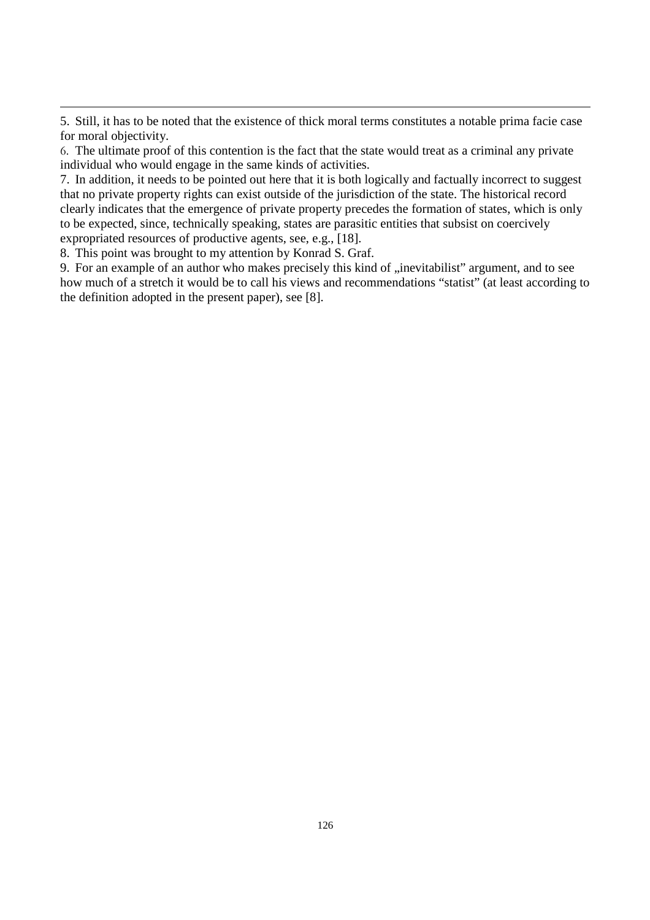5. Still, it has to be noted that the existence of thick moral terms constitutes a notable prima facie case for moral objectivity.

6. The ultimate proof of this contention is the fact that the state would treat as a criminal any private individual who would engage in the same kinds of activities.

7. In addition, it needs to be pointed out here that it is both logically and factually incorrect to suggest that no private property rights can exist outside of the jurisdiction of the state. The historical record clearly indicates that the emergence of private property precedes the formation of states, which is only to be expected, since, technically speaking, states are parasitic entities that subsist on coercively expropriated resources of productive agents, see, e.g., [18].

8. This point was brought to my attention by Konrad S. Graf.

9. For an example of an author who makes precisely this kind of „inevitabilist" argument, and to see how much of a stretch it would be to call his views and recommendations "statist" (at least according to the definition adopted in the present paper), see [8].